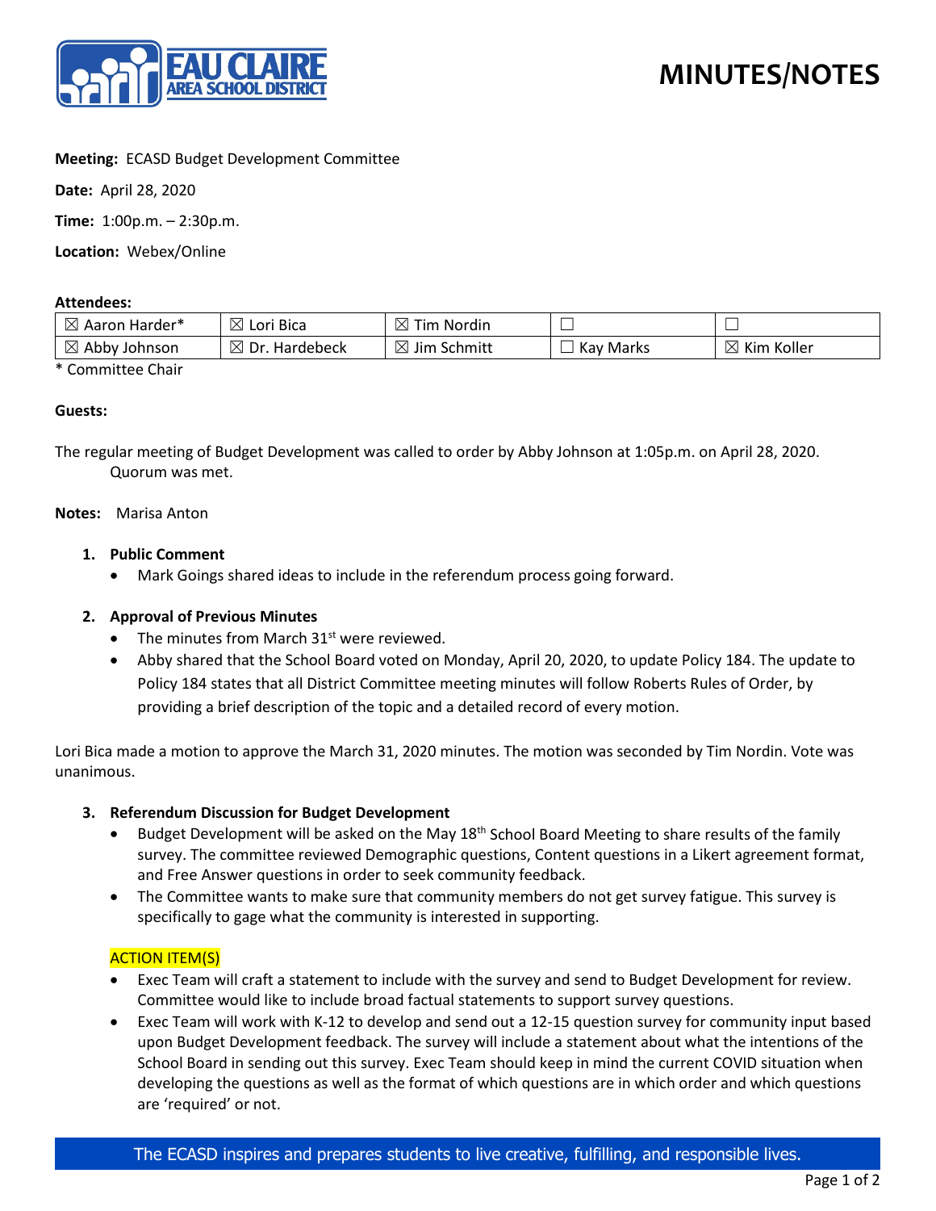# MINUTES/NOTES

**Meeting:** ECASD Budget Development Committee

**Date:** April 28, 2020

**Time:** 1:00p.m. – 2:30p.m.

**Location:** Webex/Online

**Attendees:**

| ☒ Aaron Harder* | ☒ Lori Bica | ☒ Tim Nordin | ☐ | ☐ |
|---|---|---|---|---|
| ☒ Abby Johnson | ☒ Dr. Hardebeck | ☒ Jim Schmitt | ☐ Kay Marks | ☒ Kim Koller |

* Committee Chair

**Guests:**

The regular meeting of Budget Development was called to order by Abby Johnson at 1:05p.m. on April 28, 2020. Quorum was met.

**Notes:** Marisa Anton

1. **Public Comment**
   - Mark Goings shared ideas to include in the referendum process going forward.

2. **Approval of Previous Minutes**
   - The minutes from March 31st were reviewed.
   - Abby shared that the School Board voted on Monday, April 20, 2020, to update Policy 184. The update to Policy 184 states that all District Committee meeting minutes will follow Roberts Rules of Order, by providing a brief description of the topic and a detailed record of every motion.

Lori Bica made a motion to approve the March 31, 2020 minutes. The motion was seconded by Tim Nordin. Vote was unanimous.

3. **Referendum Discussion for Budget Development**
   - Budget Development will be asked on the May 18th School Board Meeting to share results of the family survey. The committee reviewed Demographic questions, Content questions in a Likert agreement format, and Free Answer questions in order to seek community feedback.
   - The Committee wants to make sure that community members do not get survey fatigue. This survey is specifically to gage what the community is interested in supporting.

   ACTION ITEM(S)
   - Exec Team will craft a statement to include with the survey and send to Budget Development for review. Committee would like to include broad factual statements to support survey questions.
   - Exec Team will work with K-12 to develop and send out a 12-15 question survey for community input based upon Budget Development feedback. The survey will include a statement about what the intentions of the School Board in sending out this survey. Exec Team should keep in mind the current COVID situation when developing the questions as well as the format of which questions are in which order and which questions are 'required' or not.

The ECASD inspires and prepares students to live creative, fulfilling, and responsible lives.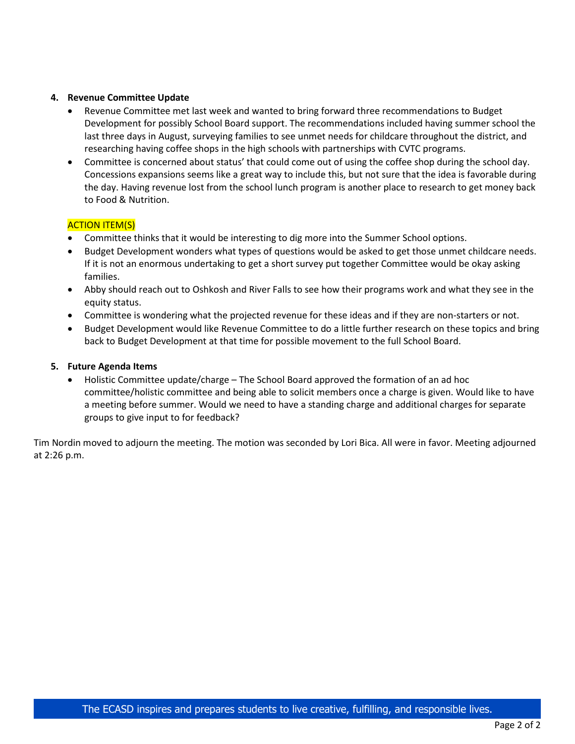4. **Revenue Committee Update**
   - Revenue Committee met last week and wanted to bring forward three recommendations to Budget Development for possibly School Board support. The recommendations included having summer school the last three days in August, surveying families to see unmet needs for childcare throughout the district, and researching having coffee shops in the high schools with partnerships with CVTC programs.
   - Committee is concerned about status' that could come out of using the coffee shop during the school day. Concessions expansions seems like a great way to include this, but not sure that the idea is favorable during the day. Having revenue lost from the school lunch program is another place to research to get money back to Food & Nutrition.

   ACTION ITEM(S)
   - Committee thinks that it would be interesting to dig more into the Summer School options.
   - Budget Development wonders what types of questions would be asked to get those unmet childcare needs. If it is not an enormous undertaking to get a short survey put together Committee would be okay asking families.
   - Abby should reach out to Oshkosh and River Falls to see how their programs work and what they see in the equity status.
   - Committee is wondering what the projected revenue for these ideas and if they are non-starters or not.
   - Budget Development would like Revenue Committee to do a little further research on these topics and bring back to Budget Development at that time for possible movement to the full School Board.

5. **Future Agenda Items**
   - Holistic Committee update/charge – The School Board approved the formation of an ad hoc committee/holistic committee and being able to solicit members once a charge is given. Would like to have a meeting before summer. Would we need to have a standing charge and additional charges for separate groups to give input to for feedback?

Tim Nordin moved to adjourn the meeting. The motion was seconded by Lori Bica. All were in favor. Meeting adjourned at 2:26 p.m.